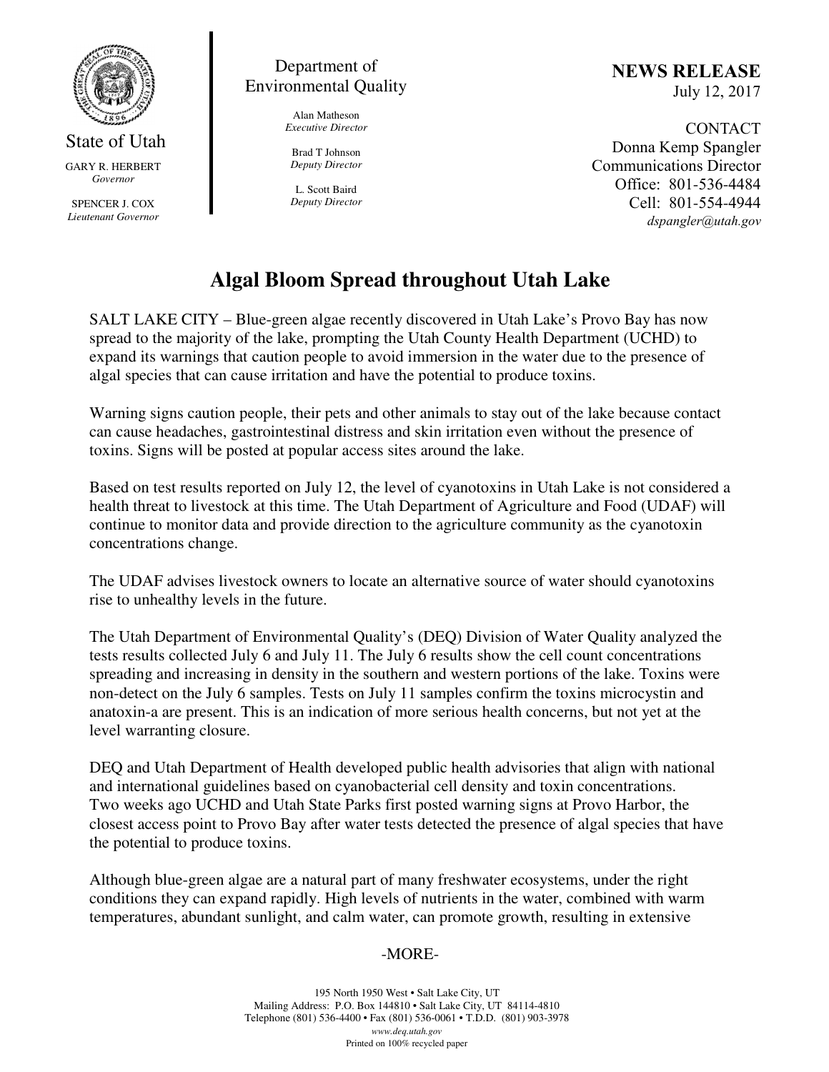State of Utah

GARY R. HERBERT
*Governor*

SPENCER J. COX
*Lieutenant Governor*

Department of Environmental Quality

Alan Matheson
*Executive Director*

Brad T Johnson
*Deputy Director*

L. Scott Baird
*Deputy Director*

**NEWS RELEASE**
July 12, 2017

CONTACT
Donna Kemp Spangler
Communications Director
Office: 801-536-4484
Cell: 801-554-4944
*dspangler@utah.gov*

# Algal Bloom Spread throughout Utah Lake

SALT LAKE CITY – Blue-green algae recently discovered in Utah Lake's Provo Bay has now spread to the majority of the lake, prompting the Utah County Health Department (UCHD) to expand its warnings that caution people to avoid immersion in the water due to the presence of algal species that can cause irritation and have the potential to produce toxins.

Warning signs caution people, their pets and other animals to stay out of the lake because contact can cause headaches, gastrointestinal distress and skin irritation even without the presence of toxins. Signs will be posted at popular access sites around the lake.

Based on test results reported on July 12, the level of cyanotoxins in Utah Lake is not considered a health threat to livestock at this time. The Utah Department of Agriculture and Food (UDAF) will continue to monitor data and provide direction to the agriculture community as the cyanotoxin concentrations change.

The UDAF advises livestock owners to locate an alternative source of water should cyanotoxins rise to unhealthy levels in the future.

The Utah Department of Environmental Quality's (DEQ) Division of Water Quality analyzed the tests results collected July 6 and July 11. The July 6 results show the cell count concentrations spreading and increasing in density in the southern and western portions of the lake. Toxins were non-detect on the July 6 samples. Tests on July 11 samples confirm the toxins microcystin and anatoxin-a are present. This is an indication of more serious health concerns, but not yet at the level warranting closure.

DEQ and Utah Department of Health developed public health advisories that align with national and international guidelines based on cyanobacterial cell density and toxin concentrations. Two weeks ago UCHD and Utah State Parks first posted warning signs at Provo Harbor, the closest access point to Provo Bay after water tests detected the presence of algal species that have the potential to produce toxins.

Although blue-green algae are a natural part of many freshwater ecosystems, under the right conditions they can expand rapidly. High levels of nutrients in the water, combined with warm temperatures, abundant sunlight, and calm water, can promote growth, resulting in extensive

-MORE-

195 North 1950 West • Salt Lake City, UT
Mailing Address: P.O. Box 144810 • Salt Lake City, UT 84114-4810
Telephone (801) 536-4400 • Fax (801) 536-0061 • T.D.D. (801) 903-3978
*www.deq.utah.gov*
Printed on 100% recycled paper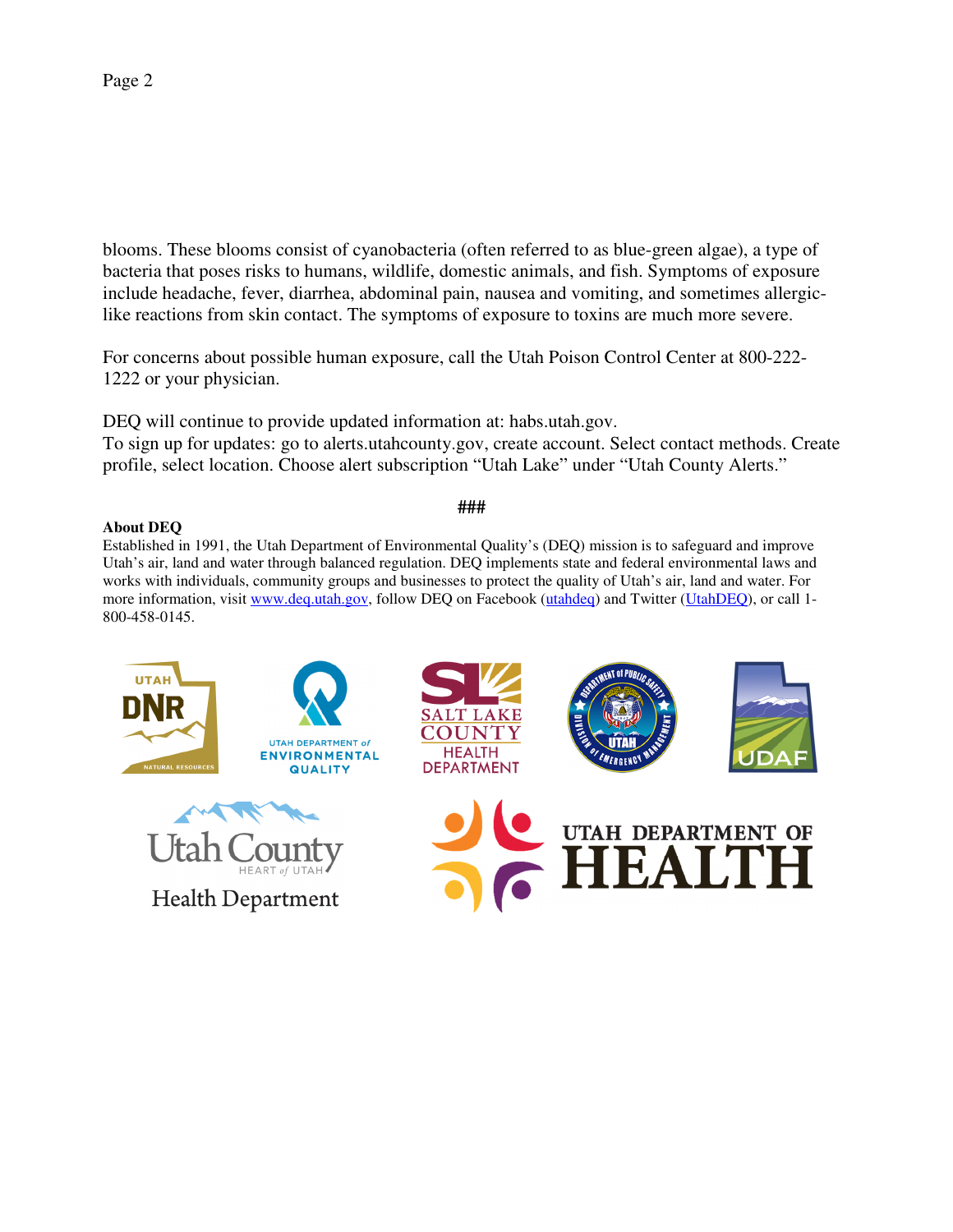blooms. These blooms consist of cyanobacteria (often referred to as blue-green algae), a type of bacteria that poses risks to humans, wildlife, domestic animals, and fish. Symptoms of exposure include headache, fever, diarrhea, abdominal pain, nausea and vomiting, and sometimes allergic-like reactions from skin contact. The symptoms of exposure to toxins are much more severe.

For concerns about possible human exposure, call the Utah Poison Control Center at 800-222-1222 or your physician.

DEQ will continue to provide updated information at: habs.utah.gov.
To sign up for updates: go to alerts.utahcounty.gov, create account. Select contact methods. Create profile, select location. Choose alert subscription "Utah Lake" under "Utah County Alerts."

###

**About DEQ**
Established in 1991, the Utah Department of Environmental Quality's (DEQ) mission is to safeguard and improve Utah's air, land and water through balanced regulation. DEQ implements state and federal environmental laws and works with individuals, community groups and businesses to protect the quality of Utah's air, land and water. For more information, visit www.deq.utah.gov, follow DEQ on Facebook (utahdeq) and Twitter (UtahDEQ), or call 1-800-458-0145.